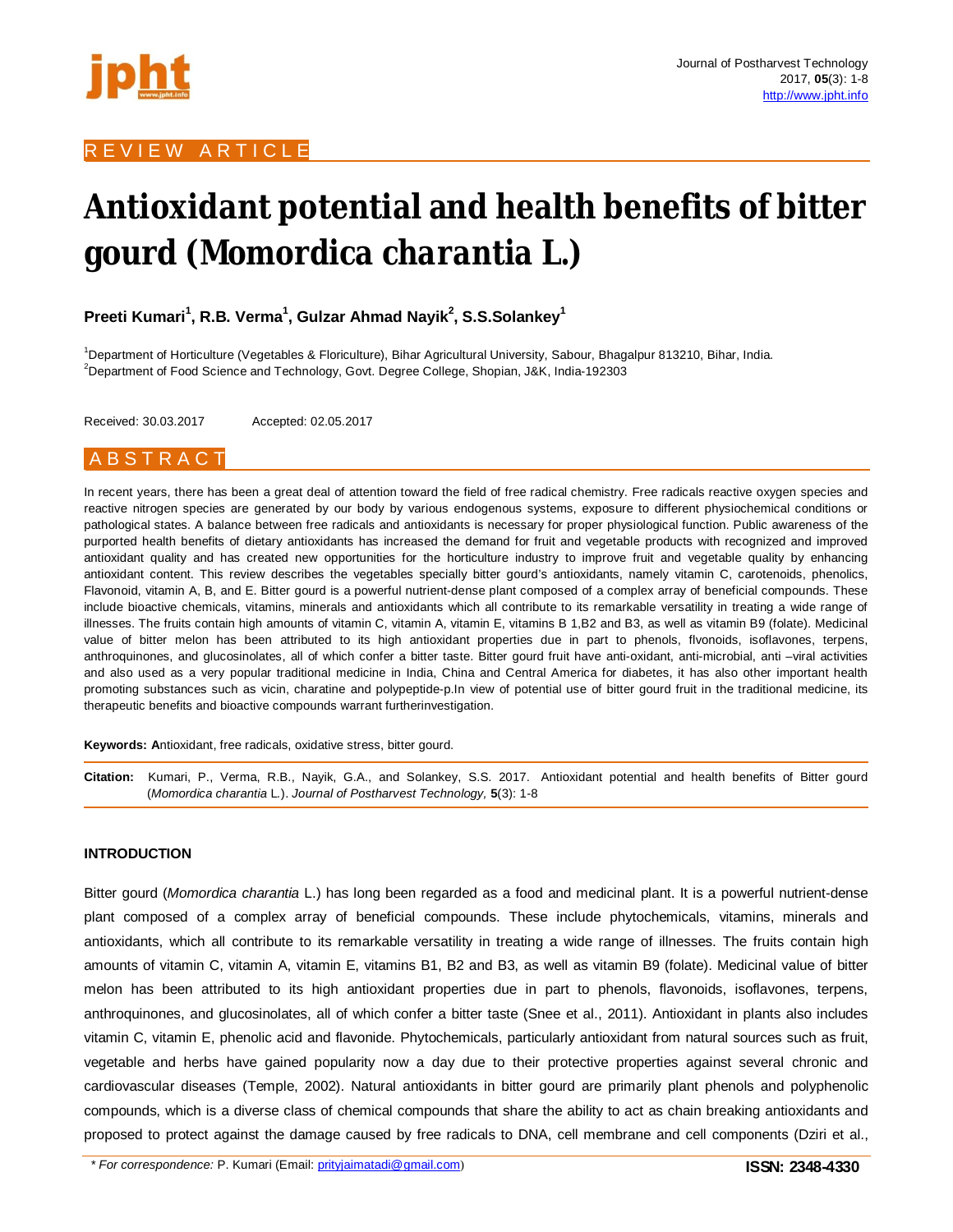REVIEW ARTICLE

# Antioxidant potential and health benefits of bitter gourd (Momordica charantia L.)

**Preeti Kumari[1], R.B. Verma[1], Gulzar Ahmad Nayik[2], S.S.Solankey[1]**

[1]Department of Horticulture (Vegetables & Floriculture), Bihar Agricultural University, Sabour, Bhagalpur 813210, Bihar, India.
[2]Department of Food Science and Technology, Govt. Degree College, Shopian, J&K, India-192303

Received: 30.03.2017 Accepted: 02.05.2017

## ABSTRACT

In recent years, there has been a great deal of attention toward the field of free radical chemistry. Free radicals reactive oxygen species and reactive nitrogen species are generated by our body by various endogenous systems, exposure to different physiochemical conditions or pathological states. A balance between free radicals and antioxidants is necessary for proper physiological function. Public awareness of the purported health benefits of dietary antioxidants has increased the demand for fruit and vegetable products with recognized and improved antioxidant quality and has created new opportunities for the horticulture industry to improve fruit and vegetable quality by enhancing antioxidant content. This review describes the vegetables specially bitter gourd's antioxidants, namely vitamin C, carotenoids, phenolics, Flavonoid, vitamin A, B, and E. Bitter gourd is a powerful nutrient-dense plant composed of a complex array of beneficial compounds. These include bioactive chemicals, vitamins, minerals and antioxidants which all contribute to its remarkable versatility in treating a wide range of illnesses. The fruits contain high amounts of vitamin C, vitamin A, vitamin E, vitamins B 1,B2 and B3, as well as vitamin B9 (folate). Medicinal value of bitter melon has been attributed to its high antioxidant properties due in part to phenols, flvonoids, isoflavones, terpens, anthroquinones, and glucosinolates, all of which confer a bitter taste. Bitter gourd fruit have anti-oxidant, anti-microbial, anti –viral activities and also used as a very popular traditional medicine in India, China and Central America for diabetes, it has also other important health promoting substances such as vicin, charatine and polypeptide-p.In view of potential use of bitter gourd fruit in the traditional medicine, its therapeutic benefits and bioactive compounds warrant furtherinvestigation.

**Keywords: A**ntioxidant, free radicals, oxidative stress, bitter gourd.

**Citation:** Kumari, P., Verma, R.B., Nayik, G.A., and Solankey, S.S. 2017. Antioxidant potential and health benefits of Bitter gourd (*Momordica charantia* L.). *Journal of Postharvest Technology,* **5**(3): 1-8

## INTRODUCTION

Bitter gourd (*Momordica charantia* L.) has long been regarded as a food and medicinal plant. It is a powerful nutrient-dense plant composed of a complex array of beneficial compounds. These include phytochemicals, vitamins, minerals and antioxidants, which all contribute to its remarkable versatility in treating a wide range of illnesses. The fruits contain high amounts of vitamin C, vitamin A, vitamin E, vitamins B1, B2 and B3, as well as vitamin B9 (folate). Medicinal value of bitter melon has been attributed to its high antioxidant properties due in part to phenols, flavonoids, isoflavones, terpens, anthroquinones, and glucosinolates, all of which confer a bitter taste (Snee et al., 2011). Antioxidant in plants also includes vitamin C, vitamin E, phenolic acid and flavonide. Phytochemicals, particularly antioxidant from natural sources such as fruit, vegetable and herbs have gained popularity now a day due to their protective properties against several chronic and cardiovascular diseases (Temple, 2002). Natural antioxidants in bitter gourd are primarily plant phenols and polyphenolic compounds, which is a diverse class of chemical compounds that share the ability to act as chain breaking antioxidants and proposed to protect against the damage caused by free radicals to DNA, cell membrane and cell components (Dziri et al.,

* *For correspondence:* P. Kumari (Email: prityjaimatadi@gmail.com)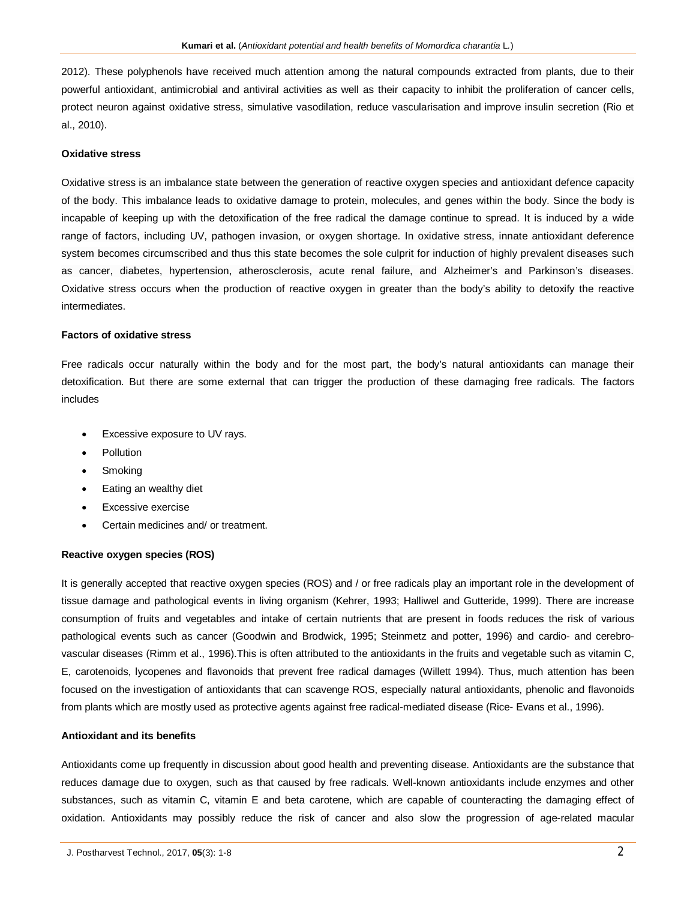2012). These polyphenols have received much attention among the natural compounds extracted from plants, due to their powerful antioxidant, antimicrobial and antiviral activities as well as their capacity to inhibit the proliferation of cancer cells, protect neuron against oxidative stress, simulative vasodilation, reduce vascularisation and improve insulin secretion (Rio et al., 2010).

**Oxidative stress**

Oxidative stress is an imbalance state between the generation of reactive oxygen species and antioxidant defence capacity of the body. This imbalance leads to oxidative damage to protein, molecules, and genes within the body. Since the body is incapable of keeping up with the detoxification of the free radical the damage continue to spread. It is induced by a wide range of factors, including UV, pathogen invasion, or oxygen shortage. In oxidative stress, innate antioxidant deference system becomes circumscribed and thus this state becomes the sole culprit for induction of highly prevalent diseases such as cancer, diabetes, hypertension, atherosclerosis, acute renal failure, and Alzheimer's and Parkinson's diseases. Oxidative stress occurs when the production of reactive oxygen in greater than the body's ability to detoxify the reactive intermediates.

**Factors of oxidative stress**

Free radicals occur naturally within the body and for the most part, the body's natural antioxidants can manage their detoxification. But there are some external that can trigger the production of these damaging free radicals. The factors includes

- Excessive exposure to UV rays.
- Pollution
- Smoking
- Eating an wealthy diet
- Excessive exercise
- Certain medicines and/ or treatment.

**Reactive oxygen species (ROS)**

It is generally accepted that reactive oxygen species (ROS) and / or free radicals play an important role in the development of tissue damage and pathological events in living organism (Kehrer, 1993; Halliwel and Gutteride, 1999). There are increase consumption of fruits and vegetables and intake of certain nutrients that are present in foods reduces the risk of various pathological events such as cancer (Goodwin and Brodwick, 1995; Steinmetz and potter, 1996) and cardio- and cerebro-vascular diseases (Rimm et al., 1996).This is often attributed to the antioxidants in the fruits and vegetable such as vitamin C, E, carotenoids, lycopenes and flavonoids that prevent free radical damages (Willett 1994). Thus, much attention has been focused on the investigation of antioxidants that can scavenge ROS, especially natural antioxidants, phenolic and flavonoids from plants which are mostly used as protective agents against free radical-mediated disease (Rice- Evans et al., 1996).

**Antioxidant and its benefits**

Antioxidants come up frequently in discussion about good health and preventing disease. Antioxidants are the substance that reduces damage due to oxygen, such as that caused by free radicals. Well-known antioxidants include enzymes and other substances, such as vitamin C, vitamin E and beta carotene, which are capable of counteracting the damaging effect of oxidation. Antioxidants may possibly reduce the risk of cancer and also slow the progression of age-related macular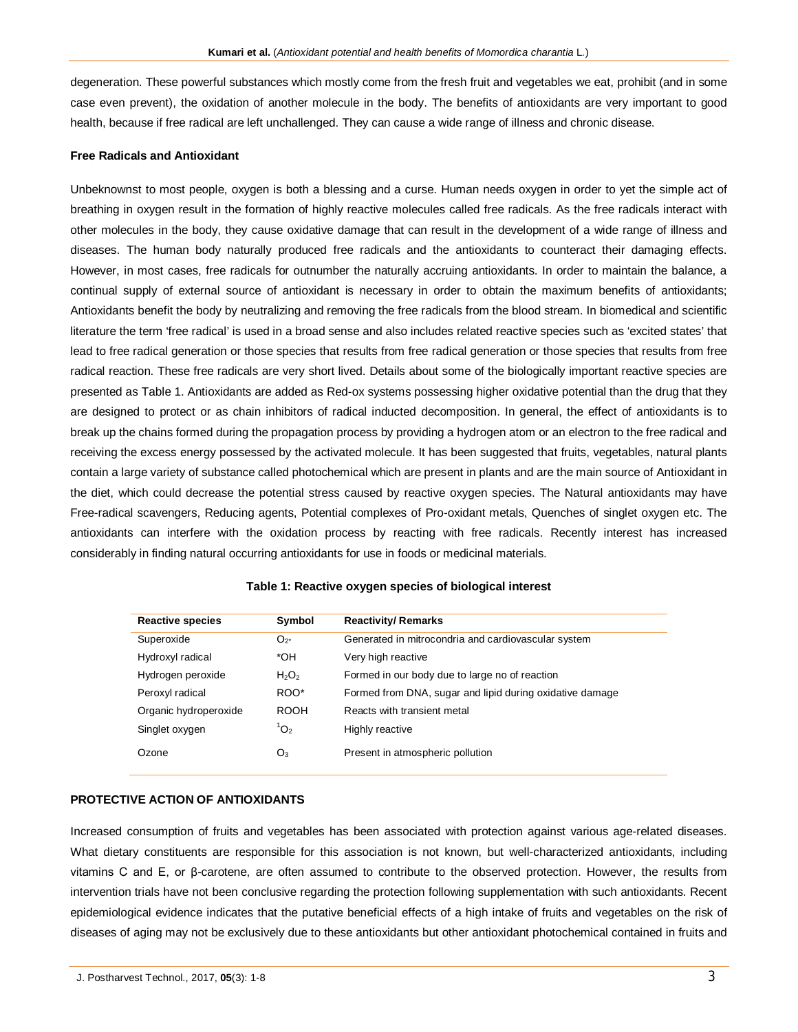degeneration. These powerful substances which mostly come from the fresh fruit and vegetables we eat, prohibit (and in some case even prevent), the oxidation of another molecule in the body. The benefits of antioxidants are very important to good health, because if free radical are left unchallenged. They can cause a wide range of illness and chronic disease.

**Free Radicals and Antioxidant**

Unbeknownst to most people, oxygen is both a blessing and a curse. Human needs oxygen in order to yet the simple act of breathing in oxygen result in the formation of highly reactive molecules called free radicals. As the free radicals interact with other molecules in the body, they cause oxidative damage that can result in the development of a wide range of illness and diseases. The human body naturally produced free radicals and the antioxidants to counteract their damaging effects. However, in most cases, free radicals for outnumber the naturally accruing antioxidants. In order to maintain the balance, a continual supply of external source of antioxidant is necessary in order to obtain the maximum benefits of antioxidants; Antioxidants benefit the body by neutralizing and removing the free radicals from the blood stream. In biomedical and scientific literature the term 'free radical' is used in a broad sense and also includes related reactive species such as 'excited states' that lead to free radical generation or those species that results from free radical generation or those species that results from free radical reaction. These free radicals are very short lived. Details about some of the biologically important reactive species are presented as Table 1. Antioxidants are added as Red-ox systems possessing higher oxidative potential than the drug that they are designed to protect or as chain inhibitors of radical inducted decomposition. In general, the effect of antioxidants is to break up the chains formed during the propagation process by providing a hydrogen atom or an electron to the free radical and receiving the excess energy possessed by the activated molecule. It has been suggested that fruits, vegetables, natural plants contain a large variety of substance called photochemical which are present in plants and are the main source of Antioxidant in the diet, which could decrease the potential stress caused by reactive oxygen species. The Natural antioxidants may have Free-radical scavengers, Reducing agents, Potential complexes of Pro-oxidant metals, Quenches of singlet oxygen etc. The antioxidants can interfere with the oxidation process by reacting with free radicals. Recently interest has increased considerably in finding natural occurring antioxidants for use in foods or medicinal materials.

**Table 1: Reactive oxygen species of biological interest**

| Reactive species | Symbol | Reactivity/ Remarks |
|---|---|---|
| Superoxide | $O_{2*}$ | Generated in mitrocondria and cardiovascular system |
| Hydroxyl radical | *OH | Very high reactive |
| Hydrogen peroxide | $H_2O_2$ | Formed in our body due to large no of reaction |
| Peroxyl radical | ROO* | Formed from DNA, sugar and lipid during oxidative damage |
| Organic hydroperoxide | ROOH | Reacts with transient metal |
| Singlet oxygen | $^1O_2$ | Highly reactive |
| Ozone | $O_3$ | Present in atmospheric pollution |

## PROTECTIVE ACTION OF ANTIOXIDANTS

Increased consumption of fruits and vegetables has been associated with protection against various age-related diseases. What dietary constituents are responsible for this association is not known, but well-characterized antioxidants, including vitamins C and E, or β-carotene, are often assumed to contribute to the observed protection. However, the results from intervention trials have not been conclusive regarding the protection following supplementation with such antioxidants. Recent epidemiological evidence indicates that the putative beneficial effects of a high intake of fruits and vegetables on the risk of diseases of aging may not be exclusively due to these antioxidants but other antioxidant photochemical contained in fruits and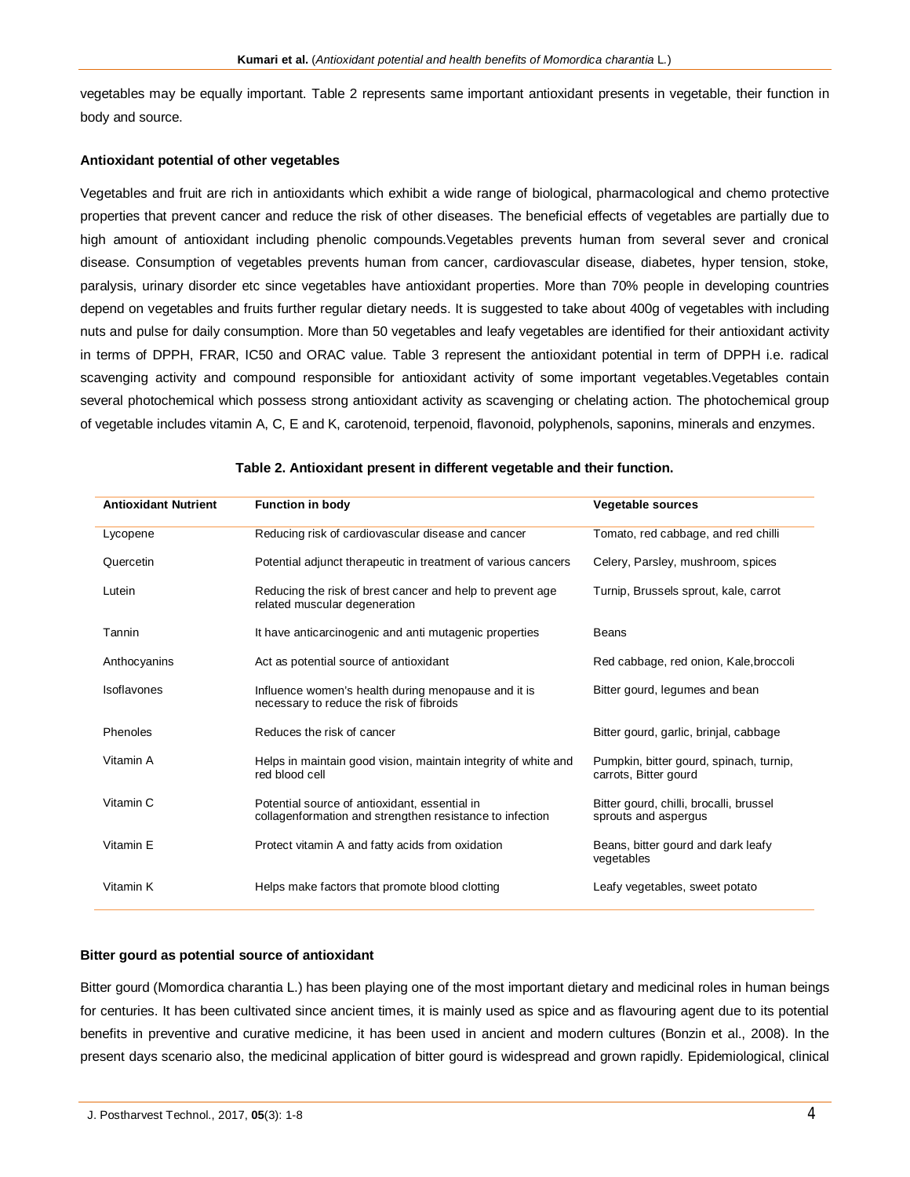vegetables may be equally important. Table 2 represents same important antioxidant presents in vegetable, their function in body and source.

**Antioxidant potential of other vegetables**

Vegetables and fruit are rich in antioxidants which exhibit a wide range of biological, pharmacological and chemo protective properties that prevent cancer and reduce the risk of other diseases. The beneficial effects of vegetables are partially due to high amount of antioxidant including phenolic compounds.Vegetables prevents human from several sever and cronical disease. Consumption of vegetables prevents human from cancer, cardiovascular disease, diabetes, hyper tension, stoke, paralysis, urinary disorder etc since vegetables have antioxidant properties. More than 70% people in developing countries depend on vegetables and fruits further regular dietary needs. It is suggested to take about 400g of vegetables with including nuts and pulse for daily consumption. More than 50 vegetables and leafy vegetables are identified for their antioxidant activity in terms of DPPH, FRAR, IC50 and ORAC value. Table 3 represent the antioxidant potential in term of DPPH i.e. radical scavenging activity and compound responsible for antioxidant activity of some important vegetables.Vegetables contain several photochemical which possess strong antioxidant activity as scavenging or chelating action. The photochemical group of vegetable includes vitamin A, C, E and K, carotenoid, terpenoid, flavonoid, polyphenols, saponins, minerals and enzymes.

**Table 2. Antioxidant present in different vegetable and their function.**

| Antioxidant Nutrient | Function in body | Vegetable sources |
|---|---|---|
| Lycopene | Reducing risk of cardiovascular disease and cancer | Tomato, red cabbage, and red chilli |
| Quercetin | Potential adjunct therapeutic in treatment of various cancers | Celery, Parsley, mushroom, spices |
| Lutein | Reducing the risk of brest cancer and help to prevent age related muscular degeneration | Turnip, Brussels sprout, kale, carrot |
| Tannin | It have anticarcinogenic and anti mutagenic properties | Beans |
| Anthocyanins | Act as potential source of antioxidant | Red cabbage, red onion, Kale,broccoli |
| Isoflavones | Influence women's health during menopause and it is necessary to reduce the risk of fibroids | Bitter gourd, legumes and bean |
| Phenoles | Reduces the risk of cancer | Bitter gourd, garlic, brinjal, cabbage |
| Vitamin A | Helps in maintain good vision, maintain integrity of white and red blood cell | Pumpkin, bitter gourd, spinach, turnip, carrots, Bitter gourd |
| Vitamin C | Potential source of antioxidant, essential in collagenformation and strengthen resistance to infection | Bitter gourd, chilli, brocalli, brussel sprouts and aspergus |
| Vitamin E | Protect vitamin A and fatty acids from oxidation | Beans, bitter gourd and dark leafy vegetables |
| Vitamin K | Helps make factors that promote blood clotting | Leafy vegetables, sweet potato |

**Bitter gourd as potential source of antioxidant**

Bitter gourd (Momordica charantia L.) has been playing one of the most important dietary and medicinal roles in human beings for centuries. It has been cultivated since ancient times, it is mainly used as spice and as flavouring agent due to its potential benefits in preventive and curative medicine, it has been used in ancient and modern cultures (Bonzin et al., 2008). In the present days scenario also, the medicinal application of bitter gourd is widespread and grown rapidly. Epidemiological, clinical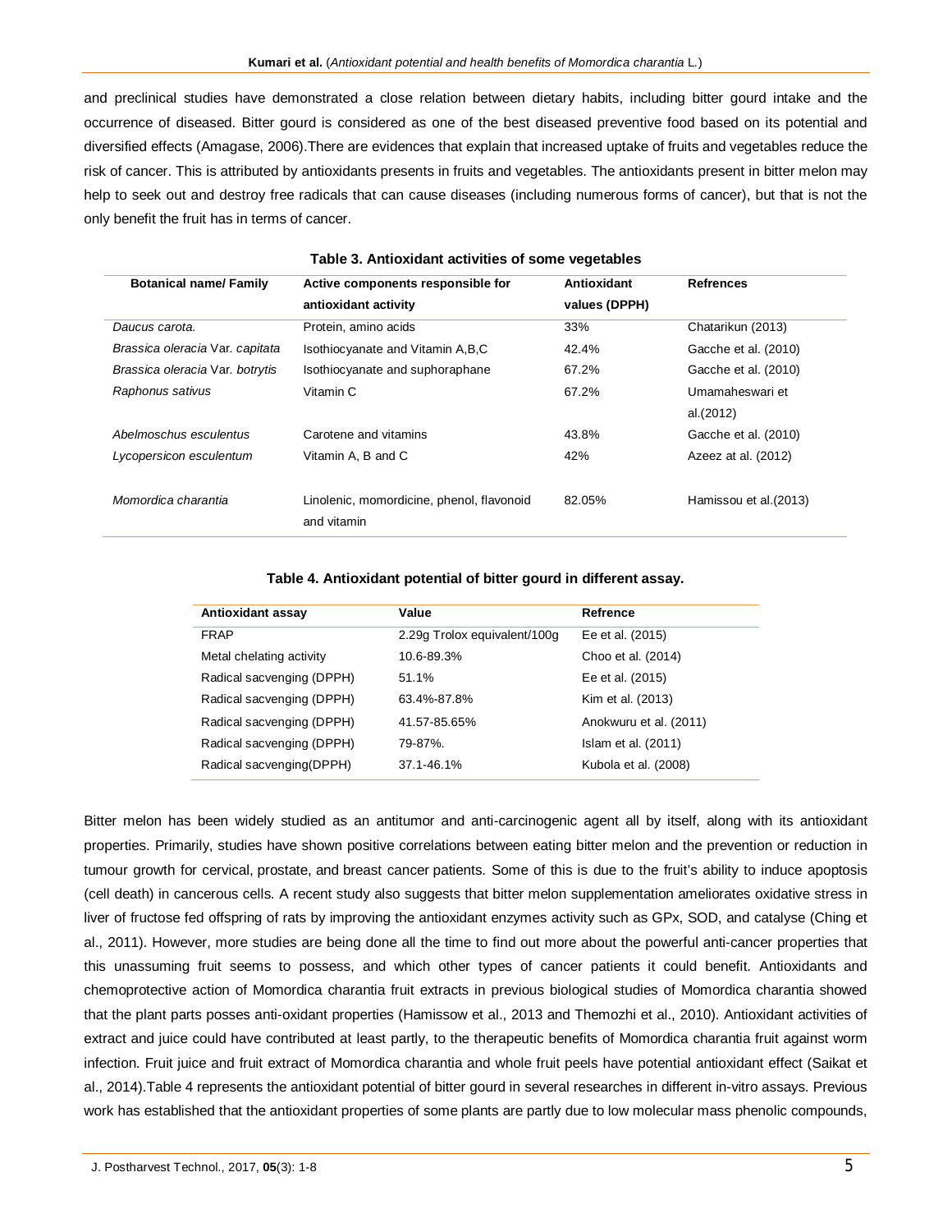and preclinical studies have demonstrated a close relation between dietary habits, including bitter gourd intake and the occurrence of diseased. Bitter gourd is considered as one of the best diseased preventive food based on its potential and diversified effects (Amagase, 2006).There are evidences that explain that increased uptake of fruits and vegetables reduce the risk of cancer. This is attributed by antioxidants presents in fruits and vegetables. The antioxidants present in bitter melon may help to seek out and destroy free radicals that can cause diseases (including numerous forms of cancer), but that is not the only benefit the fruit has in terms of cancer.

**Table 3. Antioxidant activities of some vegetables**

| Botanical name/ Family | Active components responsible for antioxidant activity | Antioxidant values (DPPH) | Refrences |
|---|---|---|---|
| *Daucus carota.* | Protein, amino acids | 33% | Chatarikun (2013) |
| *Brassica oleracia* Var. *capitata* | Isothiocyanate and Vitamin A,B,C | 42.4% | Gacche et al. (2010) |
| *Brassica oleracia* Var. *botrytis* | Isothiocyanate and suphoraphane | 67.2% | Gacche et al. (2010) |
| *Raphonus sativus* | Vitamin C | 67.2% | Umamaheswari et al.(2012) |
| *Abelmoschus esculentus* | Carotene and vitamins | 43.8% | Gacche et al. (2010) |
| *Lycopersicon esculentum* | Vitamin A, B and C | 42% | Azeez at al. (2012) |
| *Momordica charantia* | Linolenic, momordicine, phenol, flavonoid and vitamin | 82.05% | Hamissou et al.(2013) |

**Table 4. Antioxidant potential of bitter gourd in different assay.**

| Antioxidant assay | Value | Refrence |
|---|---|---|
| FRAP | 2.29g Trolox equivalent/100g | Ee et al. (2015) |
| Metal chelating activity | 10.6-89.3% | Choo et al. (2014) |
| Radical sacvenging (DPPH) | 51.1% | Ee et al. (2015) |
| Radical sacvenging (DPPH) | 63.4%-87.8% | Kim et al. (2013) |
| Radical sacvenging (DPPH) | 41.57-85.65% | Anokwuru et al. (2011) |
| Radical sacvenging (DPPH) | 79-87%. | Islam et al. (2011) |
| Radical sacvenging(DPPH) | 37.1-46.1% | Kubola et al. (2008) |

Bitter melon has been widely studied as an antitumor and anti-carcinogenic agent all by itself, along with its antioxidant properties. Primarily, studies have shown positive correlations between eating bitter melon and the prevention or reduction in tumour growth for cervical, prostate, and breast cancer patients. Some of this is due to the fruit's ability to induce apoptosis (cell death) in cancerous cells. A recent study also suggests that bitter melon supplementation ameliorates oxidative stress in liver of fructose fed offspring of rats by improving the antioxidant enzymes activity such as GPx, SOD, and catalyse (Ching et al., 2011). However, more studies are being done all the time to find out more about the powerful anti-cancer properties that this unassuming fruit seems to possess, and which other types of cancer patients it could benefit. Antioxidants and chemoprotective action of Momordica charantia fruit extracts in previous biological studies of Momordica charantia showed that the plant parts posses anti-oxidant properties (Hamissow et al., 2013 and Themozhi et al., 2010). Antioxidant activities of extract and juice could have contributed at least partly, to the therapeutic benefits of Momordica charantia fruit against worm infection. Fruit juice and fruit extract of Momordica charantia and whole fruit peels have potential antioxidant effect (Saikat et al., 2014).Table 4 represents the antioxidant potential of bitter gourd in several researches in different in-vitro assays. Previous work has established that the antioxidant properties of some plants are partly due to low molecular mass phenolic compounds,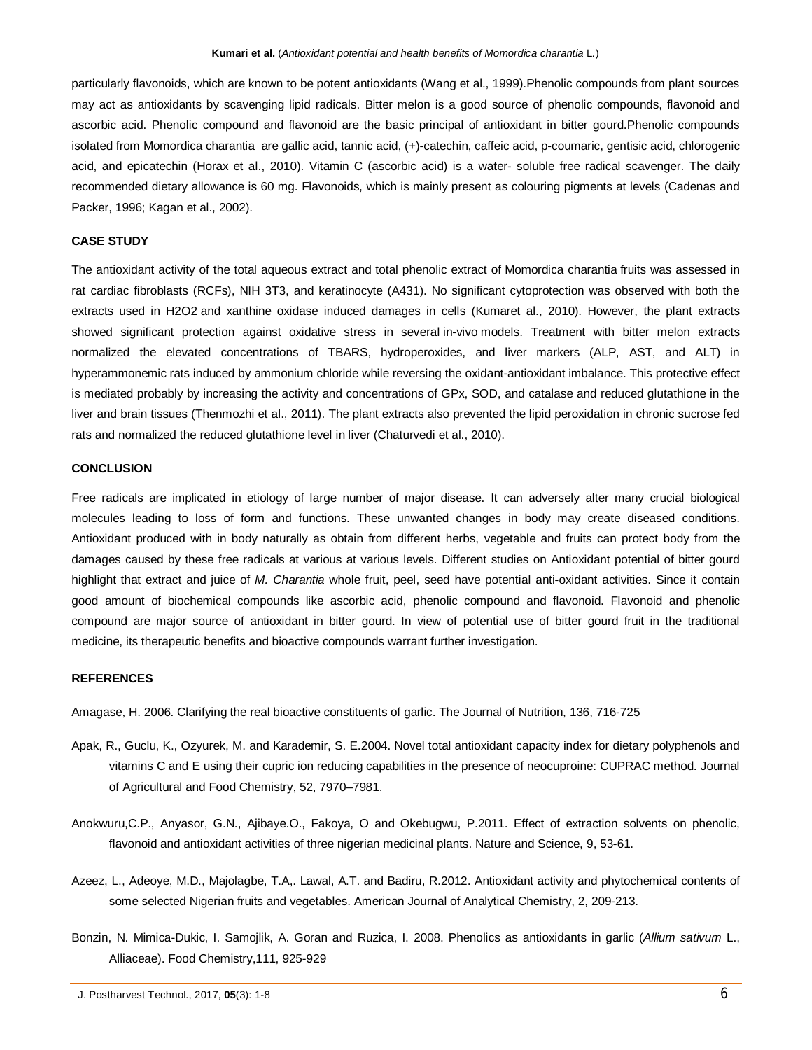particularly flavonoids, which are known to be potent antioxidants (Wang et al., 1999).Phenolic compounds from plant sources may act as antioxidants by scavenging lipid radicals. Bitter melon is a good source of phenolic compounds, flavonoid and ascorbic acid. Phenolic compound and flavonoid are the basic principal of antioxidant in bitter gourd.Phenolic compounds isolated from Momordica charantia are gallic acid, tannic acid, (+)-catechin, caffeic acid, p-coumaric, gentisic acid, chlorogenic acid, and epicatechin (Horax et al., 2010). Vitamin C (ascorbic acid) is a water- soluble free radical scavenger. The daily recommended dietary allowance is 60 mg. Flavonoids, which is mainly present as colouring pigments at levels (Cadenas and Packer, 1996; Kagan et al., 2002).

## CASE STUDY

The antioxidant activity of the total aqueous extract and total phenolic extract of Momordica charantia fruits was assessed in rat cardiac fibroblasts (RCFs), NIH 3T3, and keratinocyte (A431). No significant cytoprotection was observed with both the extracts used in $H_2O_2$ and xanthine oxidase induced damages in cells (Kumaret al., 2010). However, the plant extracts showed significant protection against oxidative stress in several in-vivo models. Treatment with bitter melon extracts normalized the elevated concentrations of TBARS, hydroperoxides, and liver markers (ALP, AST, and ALT) in hyperammonemic rats induced by ammonium chloride while reversing the oxidant-antioxidant imbalance. This protective effect is mediated probably by increasing the activity and concentrations of GPx, SOD, and catalase and reduced glutathione in the liver and brain tissues (Thenmozhi et al., 2011). The plant extracts also prevented the lipid peroxidation in chronic sucrose fed rats and normalized the reduced glutathione level in liver (Chaturvedi et al., 2010).

## CONCLUSION

Free radicals are implicated in etiology of large number of major disease. It can adversely alter many crucial biological molecules leading to loss of form and functions. These unwanted changes in body may create diseased conditions. Antioxidant produced with in body naturally as obtain from different herbs, vegetable and fruits can protect body from the damages caused by these free radicals at various at various levels. Different studies on Antioxidant potential of bitter gourd highlight that extract and juice of *M. Charantia* whole fruit, peel, seed have potential anti-oxidant activities. Since it contain good amount of biochemical compounds like ascorbic acid, phenolic compound and flavonoid. Flavonoid and phenolic compound are major source of antioxidant in bitter gourd. In view of potential use of bitter gourd fruit in the traditional medicine, its therapeutic benefits and bioactive compounds warrant further investigation.

## REFERENCES

Amagase, H. 2006. Clarifying the real bioactive constituents of garlic. The Journal of Nutrition, 136, 716-725

Apak, R., Guclu, K., Ozyurek, M. and Karademir, S. E.2004. Novel total antioxidant capacity index for dietary polyphenols and vitamins C and E using their cupric ion reducing capabilities in the presence of neocuproine: CUPRAC method. Journal of Agricultural and Food Chemistry, 52, 7970–7981.

Anokwuru,C.P., Anyasor, G.N., Ajibaye.O., Fakoya, O and Okebugwu, P.2011. Effect of extraction solvents on phenolic, flavonoid and antioxidant activities of three nigerian medicinal plants. Nature and Science, 9, 53-61.

Azeez, L., Adeoye, M.D., Majolagbe, T.A,. Lawal, A.T. and Badiru, R.2012. Antioxidant activity and phytochemical contents of some selected Nigerian fruits and vegetables. American Journal of Analytical Chemistry, 2, 209-213.

Bonzin, N. Mimica-Dukic, I. Samojlik, A. Goran and Ruzica, I. 2008. Phenolics as antioxidants in garlic (*Allium sativum* L., Alliaceae). Food Chemistry,111, 925-929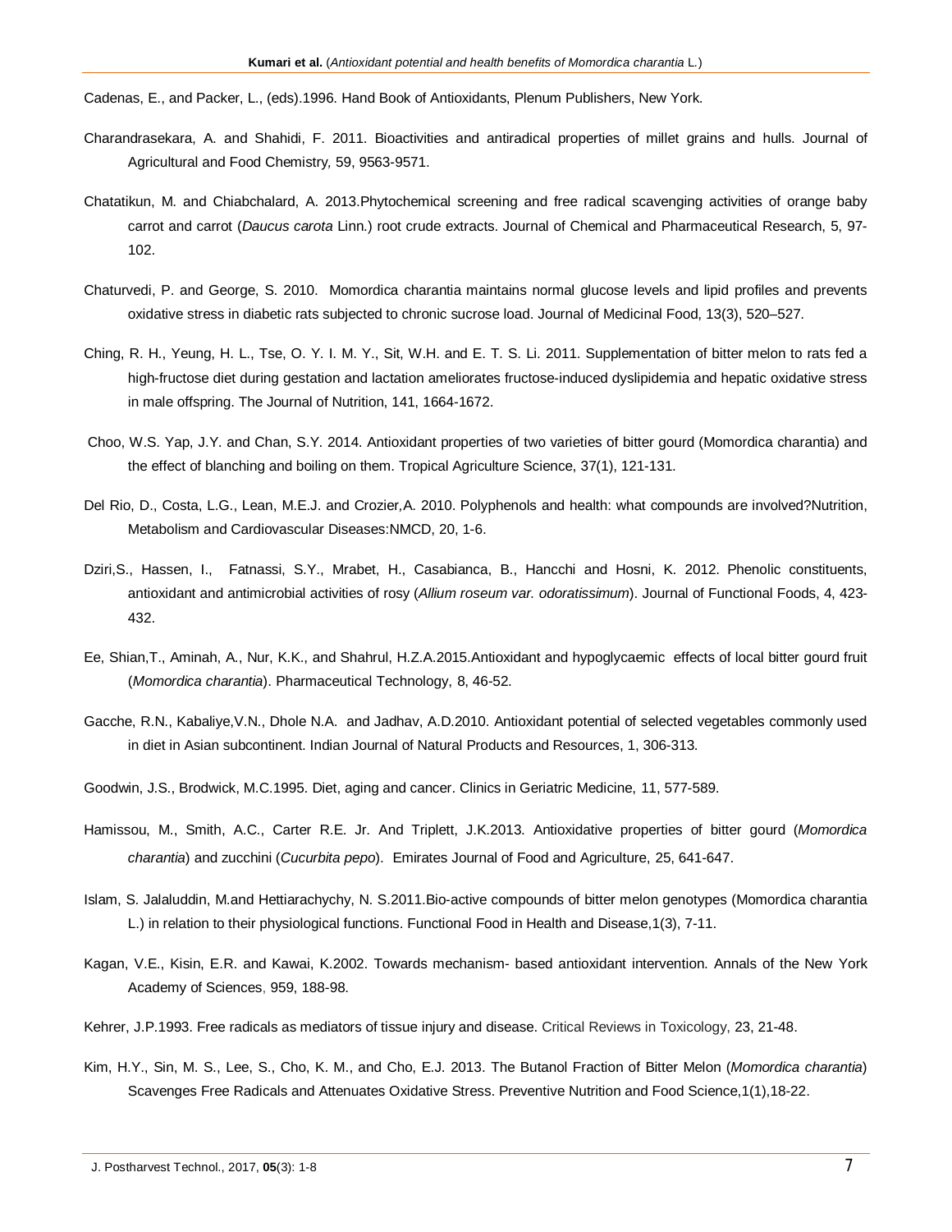Cadenas, E., and Packer, L., (eds).1996. Hand Book of Antioxidants, Plenum Publishers, New York.

Charandrasekara, A. and Shahidi, F. 2011. Bioactivities and antiradical properties of millet grains and hulls. Journal of Agricultural and Food Chemistry*,* 59, 9563-9571.

Chatatikun, M. and Chiabchalard, A. 2013.Phytochemical screening and free radical scavenging activities of orange baby carrot and carrot (*Daucus carota* Linn.) root crude extracts. Journal of Chemical and Pharmaceutical Research, 5, 97-102.

Chaturvedi, P. and George, S. 2010. Momordica charantia maintains normal glucose levels and lipid profiles and prevents oxidative stress in diabetic rats subjected to chronic sucrose load. Journal of Medicinal Food, 13(3), 520–527.

Ching, R. H., Yeung, H. L., Tse, O. Y. I. M. Y., Sit, W.H. and E. T. S. Li. 2011. Supplementation of bitter melon to rats fed a high-fructose diet during gestation and lactation ameliorates fructose-induced dyslipidemia and hepatic oxidative stress in male offspring. The Journal of Nutrition, 141, 1664-1672.

Choo, W.S. Yap, J.Y. and Chan, S.Y. 2014. Antioxidant properties of two varieties of bitter gourd (Momordica charantia) and the effect of blanching and boiling on them. Tropical Agriculture Science, 37(1), 121-131.

Del Rio, D., Costa, L.G., Lean, M.E.J. and Crozier,A. 2010. Polyphenols and health: what compounds are involved?Nutrition, Metabolism and Cardiovascular Diseases:NMCD, 20, 1-6.

Dziri,S., Hassen, I., Fatnassi, S.Y., Mrabet, H., Casabianca, B., Hancchi and Hosni, K. 2012. Phenolic constituents, antioxidant and antimicrobial activities of rosy (*Allium roseum var. odoratissimum*). Journal of Functional Foods, 4, 423-432.

Ee, Shian,T., Aminah, A., Nur, K.K., and Shahrul, H.Z.A.2015.Antioxidant and hypoglycaemic effects of local bitter gourd fruit (*Momordica charantia*). Pharmaceutical Technology, 8, 46-52.

Gacche, R.N., Kabaliye,V.N., Dhole N.A. and Jadhav, A.D.2010. Antioxidant potential of selected vegetables commonly used in diet in Asian subcontinent. Indian Journal of Natural Products and Resources, 1, 306-313.

Goodwin, J.S., Brodwick, M.C.1995. Diet, aging and cancer. Clinics in Geriatric Medicine, 11, 577-589.

Hamissou, M., Smith, A.C., Carter R.E. Jr. And Triplett, J.K.2013. Antioxidative properties of bitter gourd (*Momordica charantia*) and zucchini (*Cucurbita pepo*). Emirates Journal of Food and Agriculture, 25, 641-647.

Islam, S. Jalaluddin, M.and Hettiarachychy, N. S.2011.Bio-active compounds of bitter melon genotypes (Momordica charantia L.) in relation to their physiological functions. Functional Food in Health and Disease,1(3), 7-11.

Kagan, V.E., Kisin, E.R. and Kawai, K.2002. Towards mechanism- based antioxidant intervention. Annals of the New York Academy of Sciences, 959, 188-98.

Kehrer, J.P.1993. Free radicals as mediators of tissue injury and disease. Critical Reviews in Toxicology, 23, 21-48.

Kim, H.Y., Sin, M. S., Lee, S., Cho, K. M., and Cho, E.J. 2013. The Butanol Fraction of Bitter Melon (*Momordica charantia*) Scavenges Free Radicals and Attenuates Oxidative Stress. Preventive Nutrition and Food Science,1(1),18-22.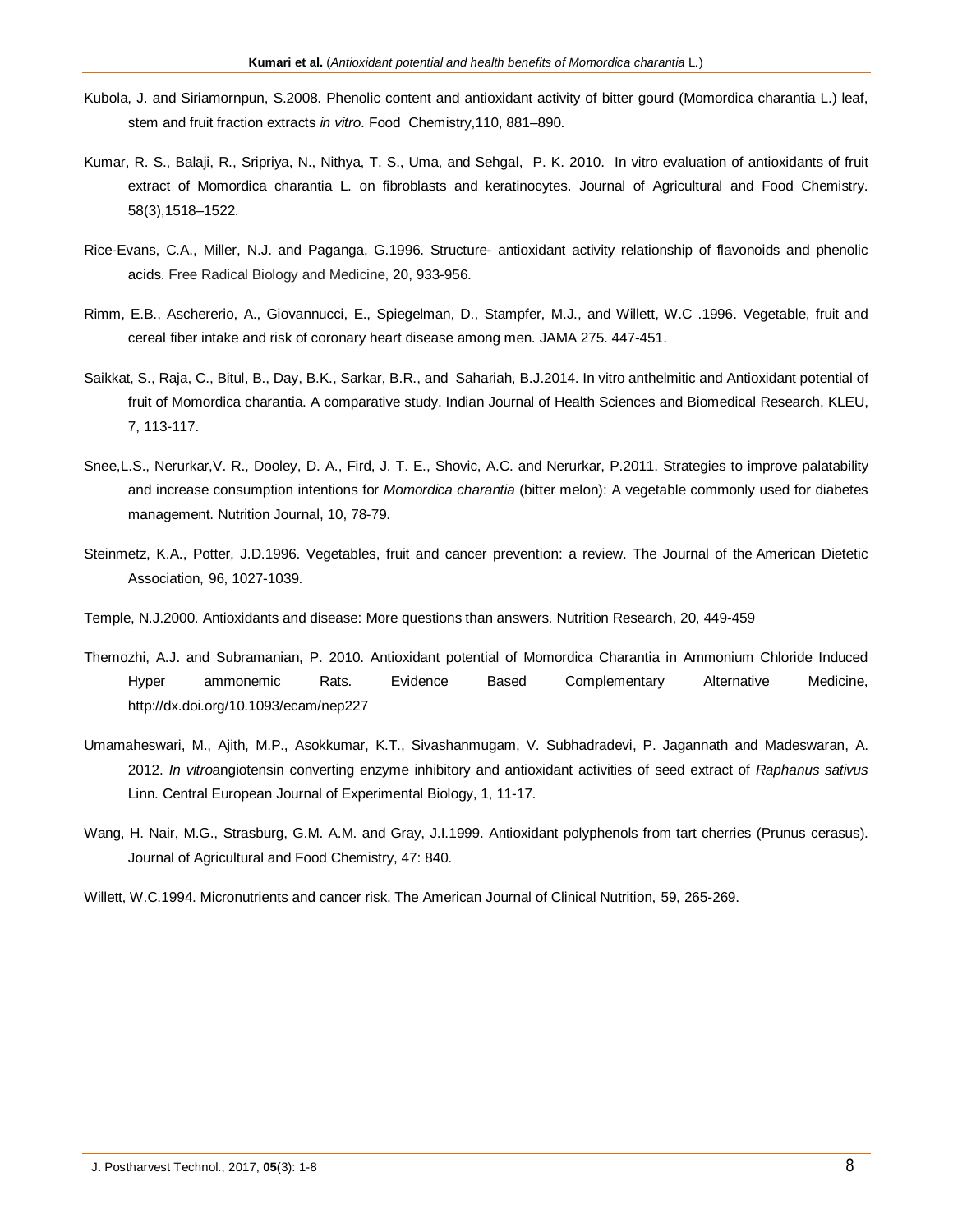Kubola, J. and Siriamornpun, S.2008. Phenolic content and antioxidant activity of bitter gourd (Momordica charantia L.) leaf, stem and fruit fraction extracts *in vitro*. Food Chemistry,110, 881–890.

Kumar, R. S., Balaji, R., Sripriya, N., Nithya, T. S., Uma, and Sehgal, P. K. 2010. In vitro evaluation of antioxidants of fruit extract of Momordica charantia L. on fibroblasts and keratinocytes. Journal of Agricultural and Food Chemistry. 58(3),1518–1522.

Rice-Evans, C.A., Miller, N.J. and Paganga, G.1996. Structure- antioxidant activity relationship of flavonoids and phenolic acids. Free Radical Biology and Medicine, 20, 933-956.

Rimm, E.B., Ascherio, A., Giovannucci, E., Spiegelman, D., Stampfer, M.J., and Willett, W.C .1996. Vegetable, fruit and cereal fiber intake and risk of coronary heart disease among men. JAMA 275. 447-451.

Saikkat, S., Raja, C., Bitul, B., Day, B.K., Sarkar, B.R., and Sahariah, B.J.2014. In vitro anthelmitic and Antioxidant potential of fruit of Momordica charantia. A comparative study. Indian Journal of Health Sciences and Biomedical Research, KLEU, 7, 113-117.

Snee,L.S., Nerurkar,V. R., Dooley, D. A., Fird, J. T. E., Shovic, A.C. and Nerurkar, P.2011. Strategies to improve palatability and increase consumption intentions for *Momordica charantia* (bitter melon): A vegetable commonly used for diabetes management. Nutrition Journal, 10, 78-79.

Steinmetz, K.A., Potter, J.D.1996. Vegetables, fruit and cancer prevention: a review. The Journal of the American Dietetic Association, 96, 1027-1039.

Temple, N.J.2000. Antioxidants and disease: More questions than answers. Nutrition Research, 20, 449-459

Themozhi, A.J. and Subramanian, P. 2010. Antioxidant potential of Momordica Charantia in Ammonium Chloride Induced Hyper ammonemic Rats. Evidence Based Complementary Alternative Medicine, http://dx.doi.org/10.1093/ecam/nep227

Umamaheswari, M., Ajith, M.P., Asokkumar, K.T., Sivashanmugam, V. Subhadradevi, P. Jagannath and Madeswaran, A. 2012. *In vitro*angiotensin converting enzyme inhibitory and antioxidant activities of seed extract of *Raphanus sativus* Linn. Central European Journal of Experimental Biology, 1, 11-17.

Wang, H. Nair, M.G., Strasburg, G.M. A.M. and Gray, J.I.1999. Antioxidant polyphenols from tart cherries (Prunus cerasus). Journal of Agricultural and Food Chemistry, 47: 840.

Willett, W.C.1994. Micronutrients and cancer risk. The American Journal of Clinical Nutrition, 59, 265-269.